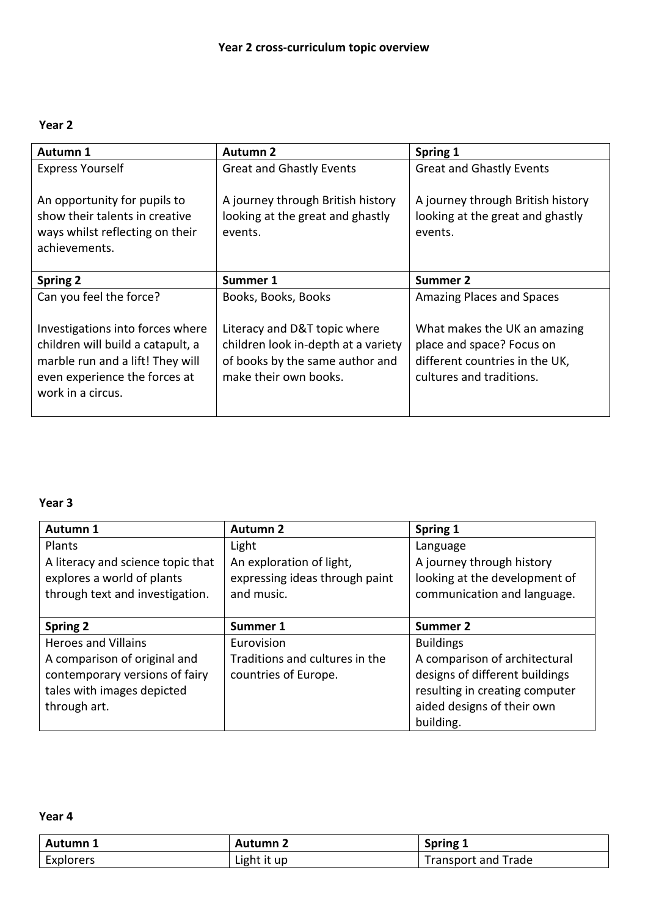# Year 2 cross-curriculum topic overview

## Year 2

| Autumn 1 | Autumn 2 | Spring 1 |
|---|---|---|
| Express Yourself<br><br>An opportunity for pupils to show their talents in creative ways whilst reflecting on their achievements. | Great and Ghastly Events<br><br>A journey through British history looking at the great and ghastly events. | Great and Ghastly Events<br><br>A journey through British history looking at the great and ghastly events. |
| **Spring 2** | **Summer 1** | **Summer 2** |
| Can you feel the force?<br><br>Investigations into forces where children will build a catapult, a marble run and a lift! They will even experience the forces at work in a circus. | Books, Books, Books<br><br>Literacy and D&T topic where children look in-depth at a variety of books by the same author and make their own books. | Amazing Places and Spaces<br><br>What makes the UK an amazing place and space? Focus on different countries in the UK, cultures and traditions. |

## Year 3

| Autumn 1 | Autumn 2 | Spring 1 |
|---|---|---|
| Plants<br>A literacy and science topic that explores a world of plants through text and investigation. | Light<br>An exploration of light, expressing ideas through paint and music. | Language<br>A journey through history looking at the development of communication and language. |
| **Spring 2** | **Summer 1** | **Summer 2** |
| Heroes and Villains<br>A comparison of original and contemporary versions of fairy tales with images depicted through art. | Eurovision<br>Traditions and cultures in the countries of Europe. | Buildings<br>A comparison of architectural designs of different buildings resulting in creating computer aided designs of their own building. |

## Year 4

| Autumn 1 | Autumn 2 | Spring 1 |
|---|---|---|
| Explorers | Light it up | Transport and Trade |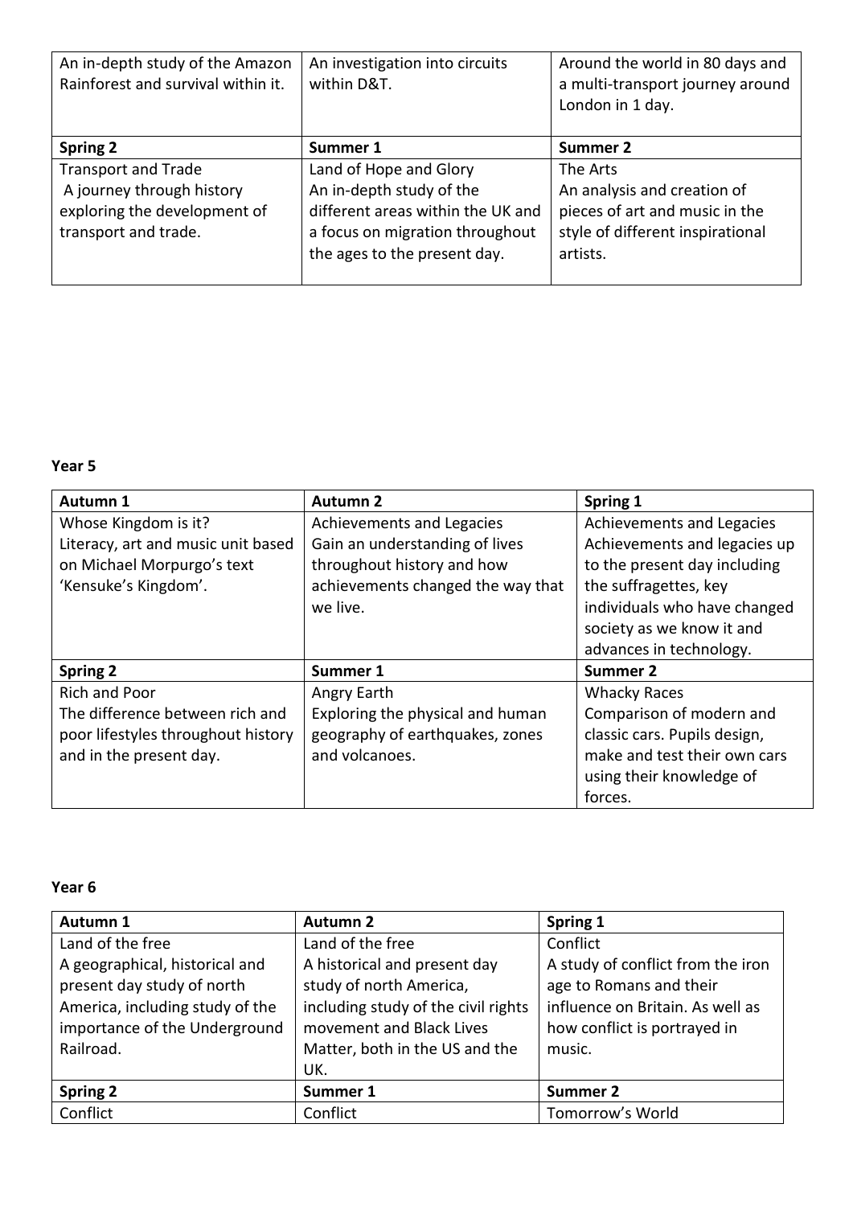| An in-depth study of the Amazon Rainforest and survival within it. | An investigation into circuits within D&T. | Around the world in 80 days and a multi-transport journey around London in 1 day. |
|---|---|---|
| **Spring 2** | **Summer 1** | **Summer 2** |
| Transport and Trade<br>A journey through history exploring the development of transport and trade. | Land of Hope and Glory<br>An in-depth study of the different areas within the UK and a focus on migration throughout the ages to the present day. | The Arts<br>An analysis and creation of pieces of art and music in the style of different inspirational artists. |

**Year 5**

| **Autumn 1** | **Autumn 2** | **Spring 1** |
|---|---|---|
| Whose Kingdom is it?<br>Literacy, art and music unit based on Michael Morpurgo's text 'Kensuke's Kingdom'. | Achievements and Legacies<br>Gain an understanding of lives throughout history and how achievements changed the way that we live. | Achievements and Legacies<br>Achievements and legacies up to the present day including the suffragettes, key individuals who have changed society as we know it and advances in technology. |
| **Spring 2** | **Summer 1** | **Summer 2** |
| Rich and Poor<br>The difference between rich and poor lifestyles throughout history and in the present day. | Angry Earth<br>Exploring the physical and human geography of earthquakes, zones and volcanoes. | Whacky Races<br>Comparison of modern and classic cars. Pupils design, make and test their own cars using their knowledge of forces. |

**Year 6**

| **Autumn 1** | **Autumn 2** | **Spring 1** |
|---|---|---|
| Land of the free<br>A geographical, historical and present day study of north America, including study of the importance of the Underground Railroad. | Land of the free<br>A historical and present day study of north America, including study of the civil rights movement and Black Lives Matter, both in the US and the UK. | Conflict<br>A study of conflict from the iron age to Romans and their influence on Britain. As well as how conflict is portrayed in music. |
| **Spring 2** | **Summer 1** | **Summer 2** |
| Conflict | Conflict | Tomorrow's World |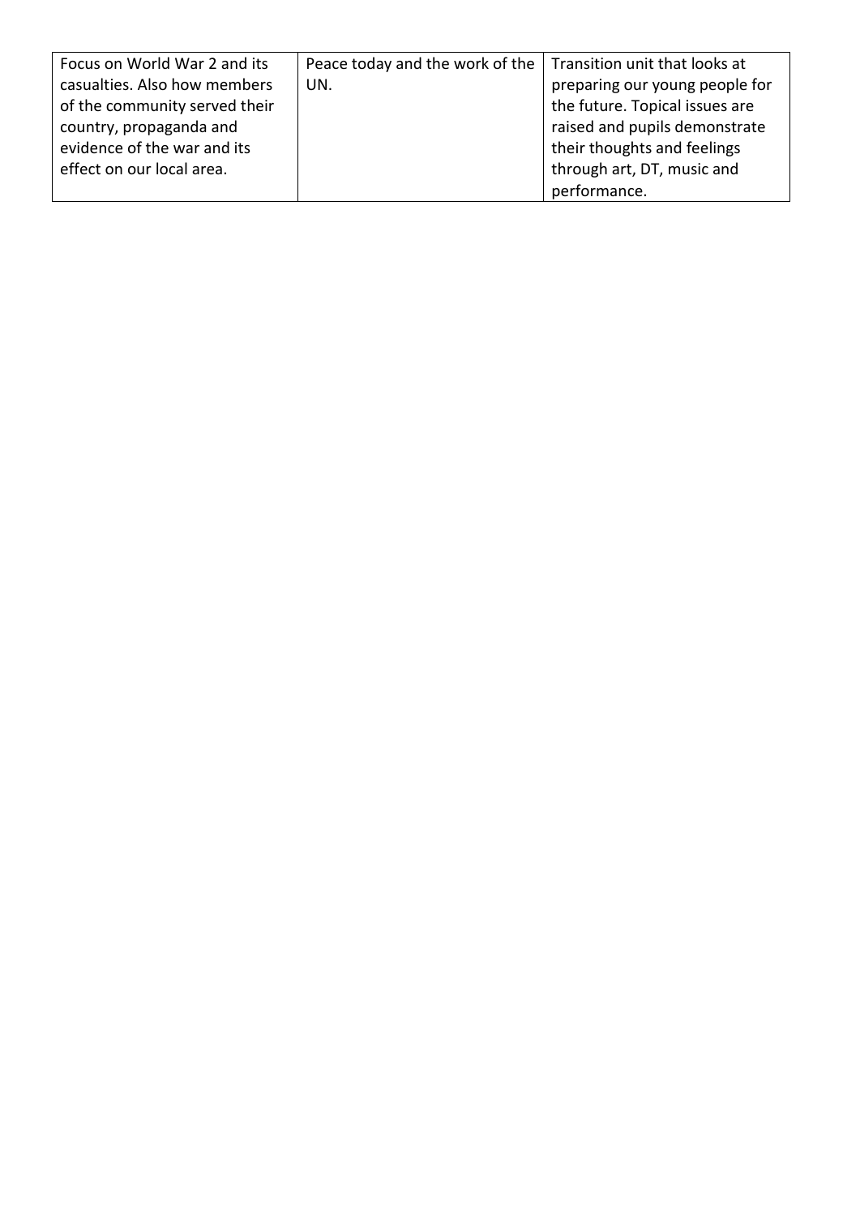| | | |
|---|---|---|
| Focus on World War 2 and its casualties. Also how members of the community served their country, propaganda and evidence of the war and its effect on our local area. | Peace today and the work of the UN. | Transition unit that looks at preparing our young people for the future. Topical issues are raised and pupils demonstrate their thoughts and feelings through art, DT, music and performance. |